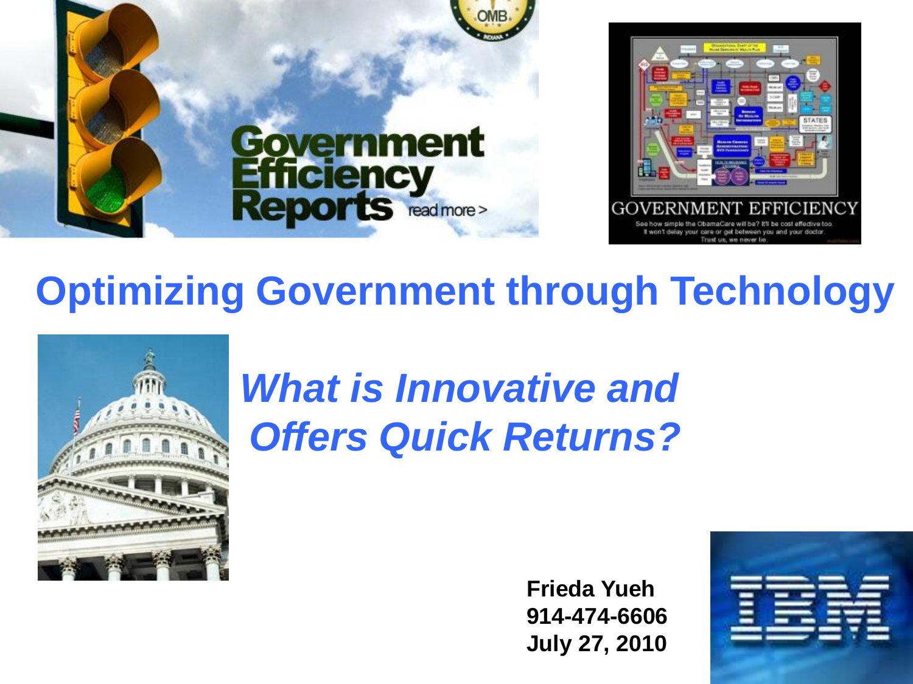# Optimizing Government through Technology

## *What is Innovative and Offers Quick Returns?*

**Frieda Yueh**
**914-474-6606**
**July 27, 2010**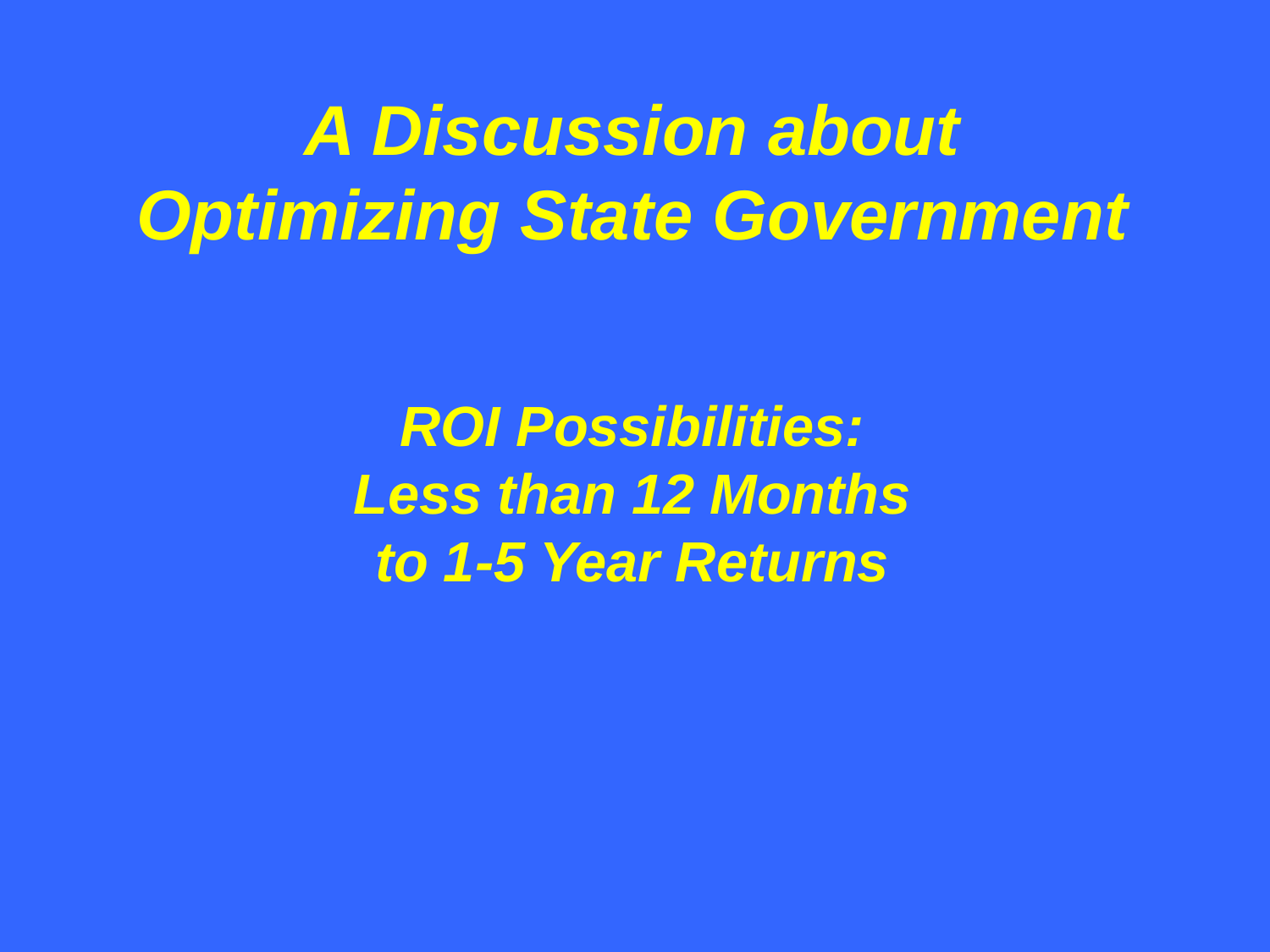# *A Discussion about Optimizing State Government*

***ROI Possibilities:***
***Less than 12 Months***
***to 1-5 Year Returns***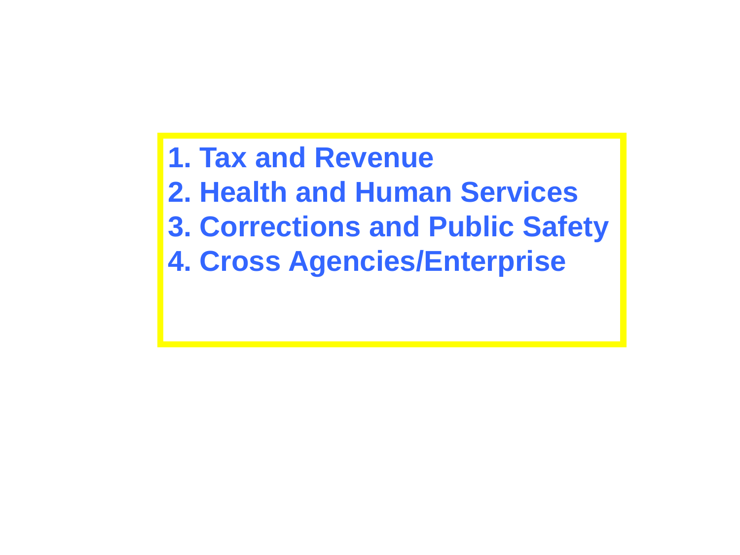1. **Tax and Revenue**
2. **Health and Human Services**
3. **Corrections and Public Safety**
4. **Cross Agencies/Enterprise**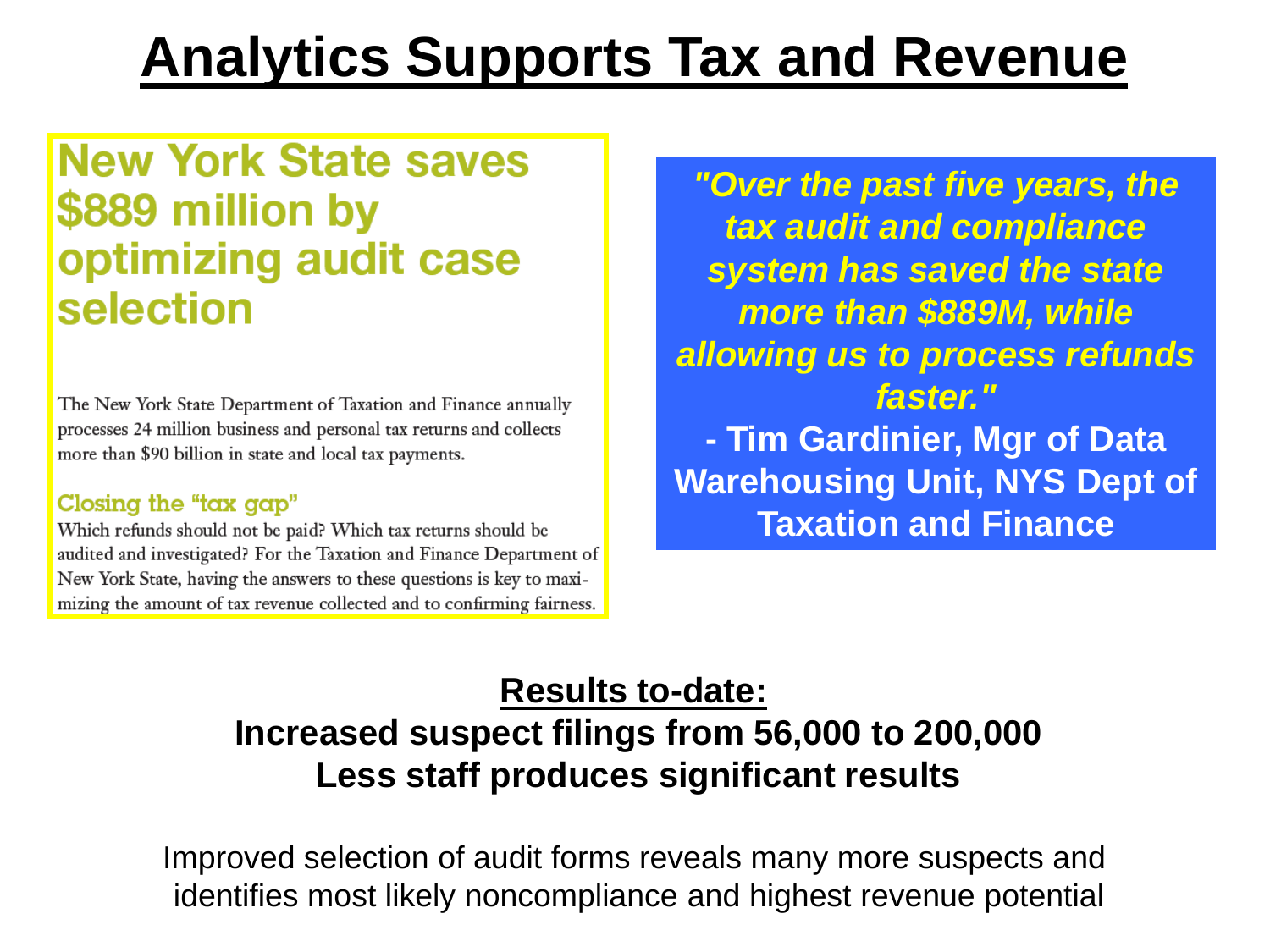# Analytics Supports Tax and Revenue

## New York State saves $889 million by optimizing audit case selection

The New York State Department of Taxation and Finance annually processes 24 million business and personal tax returns and collects more than $90 billion in state and local tax payments.

### Closing the "tax gap"

Which refunds should not be paid? Which tax returns should be audited and investigated? For the Taxation and Finance Department of New York State, having the answers to these questions is key to maximizing the amount of tax revenue collected and to confirming fairness.

***"Over the past five years, the tax audit and compliance system has saved the state more than $889M, while allowing us to process refunds faster."***

**- Tim Gardinier, Mgr of Data Warehousing Unit, NYS Dept of Taxation and Finance**

**Results to-date:**

**Increased suspect filings from 56,000 to 200,000**

**Less staff produces significant results**

Improved selection of audit forms reveals many more suspects and identifies most likely noncompliance and highest revenue potential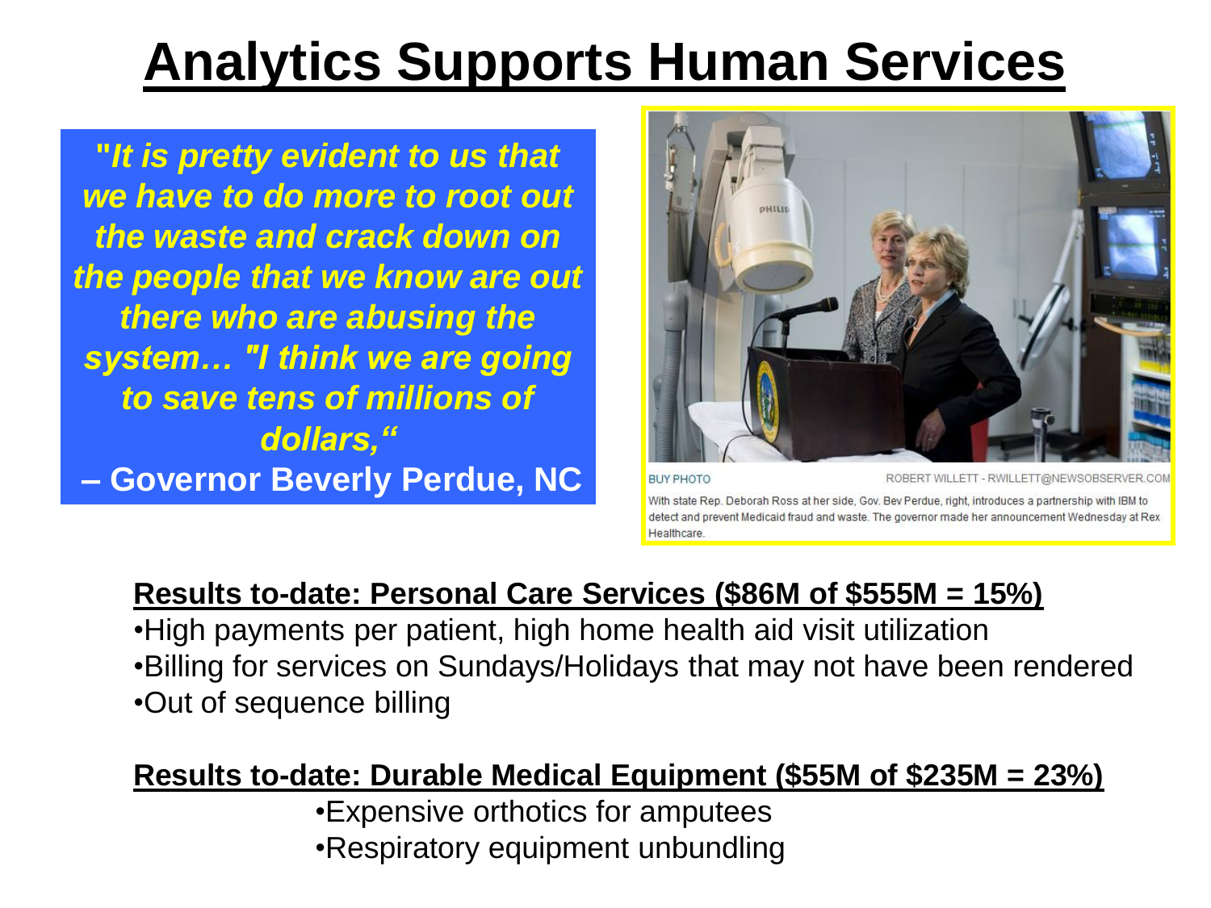# Analytics Supports Human Services

***"It is pretty evident to us that we have to do more to root out the waste and crack down on the people that we know are out there who are abusing the system… "I think we are going to save tens of millions of dollars,"***

**– Governor Beverly Perdue, NC**

BUY PHOTO ROBERT WILLETT - RWILLETT@NEWSOBSERVER.COM

With state Rep. Deborah Ross at her side, Gov. Bev Perdue, right, introduces a partnership with IBM to detect and prevent Medicaid fraud and waste. The governor made her announcement Wednesday at Rex Healthcare.

**Results to-date: Personal Care Services ($86M of $555M = 15%)**

- High payments per patient, high home health aid visit utilization
- Billing for services on Sundays/Holidays that may not have been rendered
- Out of sequence billing

**Results to-date: Durable Medical Equipment ($55M of $235M = 23%)**

- Expensive orthotics for amputees
- Respiratory equipment unbundling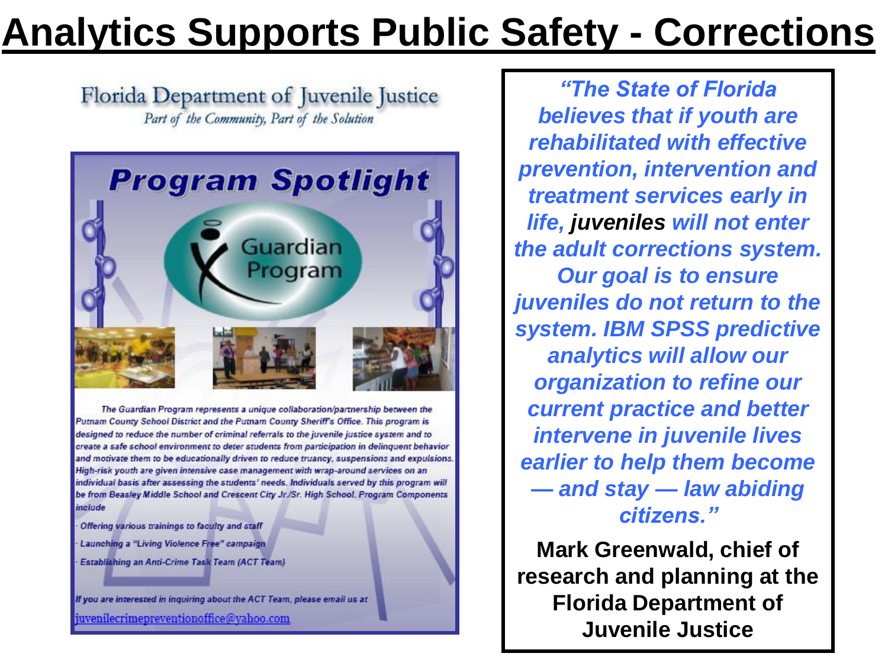# Analytics Supports Public Safety - Corrections

Florida Department of Juvenile Justice

*Part of the Community, Part of the Solution*

## Program Spotlight

Guardian Program

*The Guardian Program represents a unique collaboration/partnership between the Putnam County School District and the Putnam County Sheriff's Office. This program is designed to reduce the number of criminal referrals to the juvenile justice system and to create a safe school environment to deter students from participation in delinquent behavior and motivate them to be educationally driven to reduce truancy, suspensions and expulsions. High-risk youth are given intensive case management with wrap-around services on an individual basis after assessing the students' needs. Individuals served by this program will be from Beasley Middle School and Crescent City Jr./Sr. High School. Program Components include*

- *Offering various trainings to faculty and staff*
- *Launching a "Living Violence Free" campaign*
- *Establishing an Anti-Crime Task Team (ACT Team)*

*If you are interested in inquiring about the ACT Team, please email us at* juvenilecrimepreventionoffice@yahoo.com

***"The State of Florida believes that if youth are rehabilitated with effective prevention, intervention and treatment services early in life, juveniles will not enter the adult corrections system. Our goal is to ensure juveniles do not return to the system. IBM SPSS predictive analytics will allow our organization to refine our current practice and better intervene in juvenile lives earlier to help them become — and stay — law abiding citizens."***

**Mark Greenwald, chief of research and planning at the Florida Department of Juvenile Justice**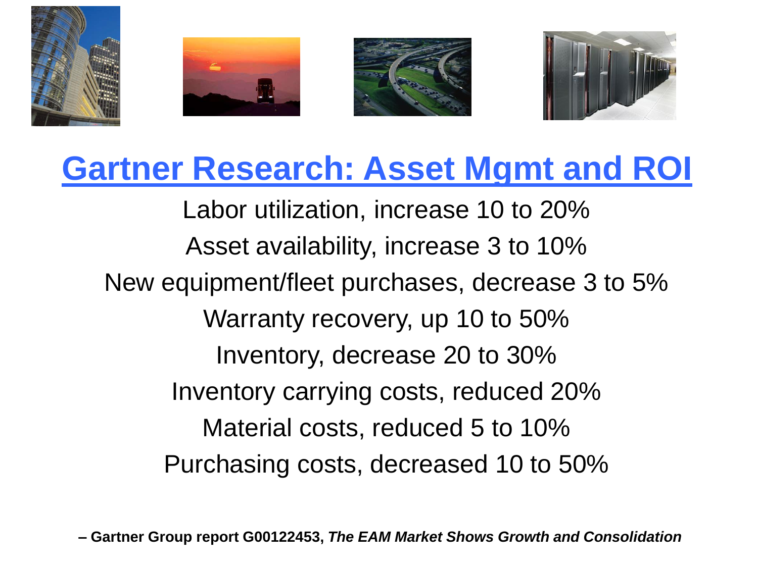# Gartner Research: Asset Mgmt and ROI

Labor utilization, increase 10 to 20%

Asset availability, increase 3 to 10%

New equipment/fleet purchases, decrease 3 to 5%

Warranty recovery, up 10 to 50%

Inventory, decrease 20 to 30%

Inventory carrying costs, reduced 20%

Material costs, reduced 5 to 10%

Purchasing costs, decreased 10 to 50%

**– Gartner Group report G00122453, *The EAM Market Shows Growth and Consolidation***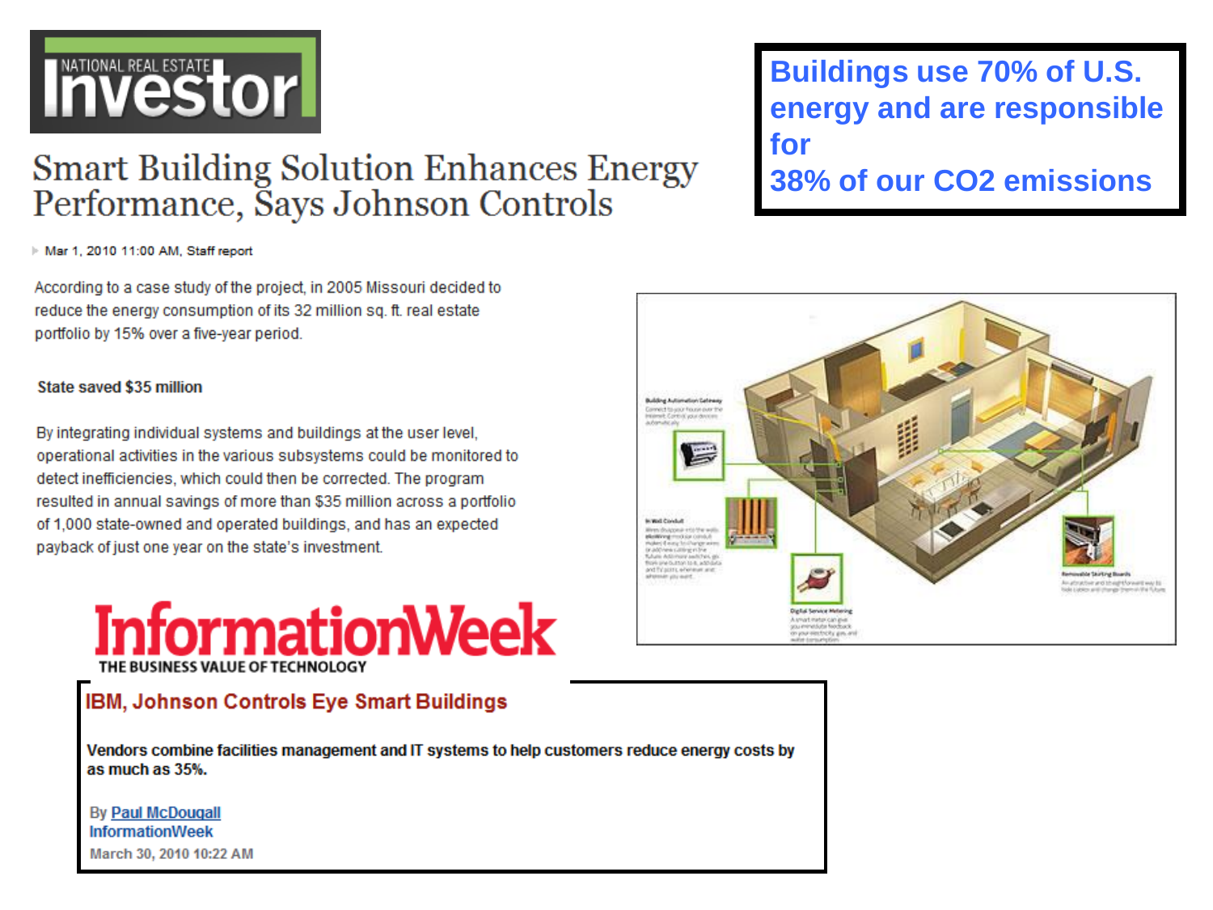**NATIONAL REAL ESTATE Investor**

# Smart Building Solution Enhances Energy Performance, Says Johnson Controls

Mar 1, 2010 11:00 AM, Staff report

According to a case study of the project, in 2005 Missouri decided to reduce the energy consumption of its 32 million sq. ft. real estate portfolio by 15% over a five-year period.

**State saved $35 million**

By integrating individual systems and buildings at the user level, operational activities in the various subsystems could be monitored to detect inefficiencies, which could then be corrected. The program resulted in annual savings of more than $35 million across a portfolio of 1,000 state-owned and operated buildings, and has an expected payback of just one year on the state's investment.

**Buildings use 70% of U.S. energy and are responsible for 38% of our $CO_2$ emissions**

**InformationWeek**
THE BUSINESS VALUE OF TECHNOLOGY

## IBM, Johnson Controls Eye Smart Buildings

**Vendors combine facilities management and IT systems to help customers reduce energy costs by as much as 35%.**

By Paul McDougall
InformationWeek
March 30, 2010 10:22 AM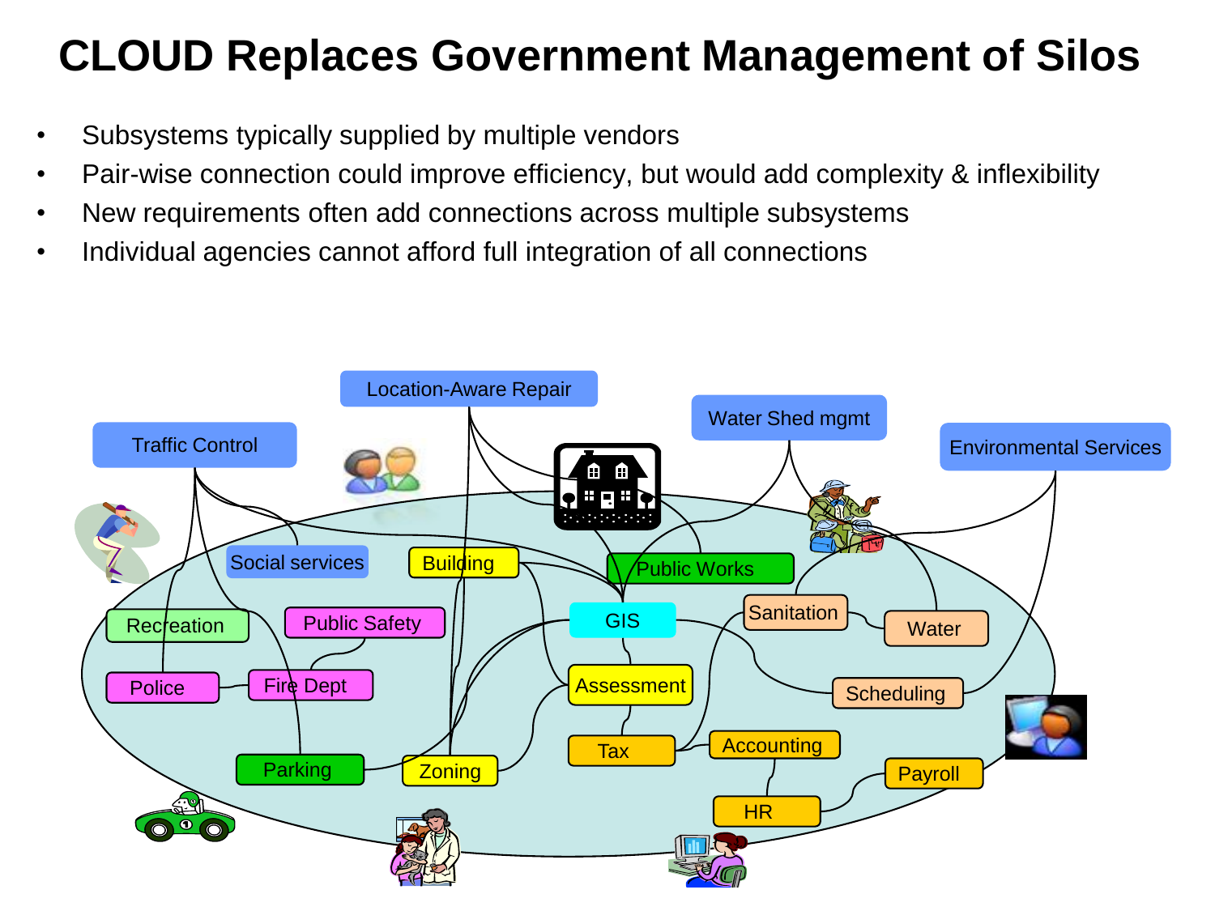# CLOUD Replaces Government Management of Silos

- Subsystems typically supplied by multiple vendors
- Pair-wise connection could improve efficiency, but would add complexity & inflexibility
- New requirements often add connections across multiple subsystems
- Individual agencies cannot afford full integration of all connections

Location-Aware Repair

Traffic Control

Water Shed mgmt

Environmental Services

Social services

Building

Public Works

Recreation

Public Safety

GIS

Sanitation

Water

Police

Fire Dept

Assessment

Scheduling

Tax

Accounting

Parking

Zoning

Payroll

HR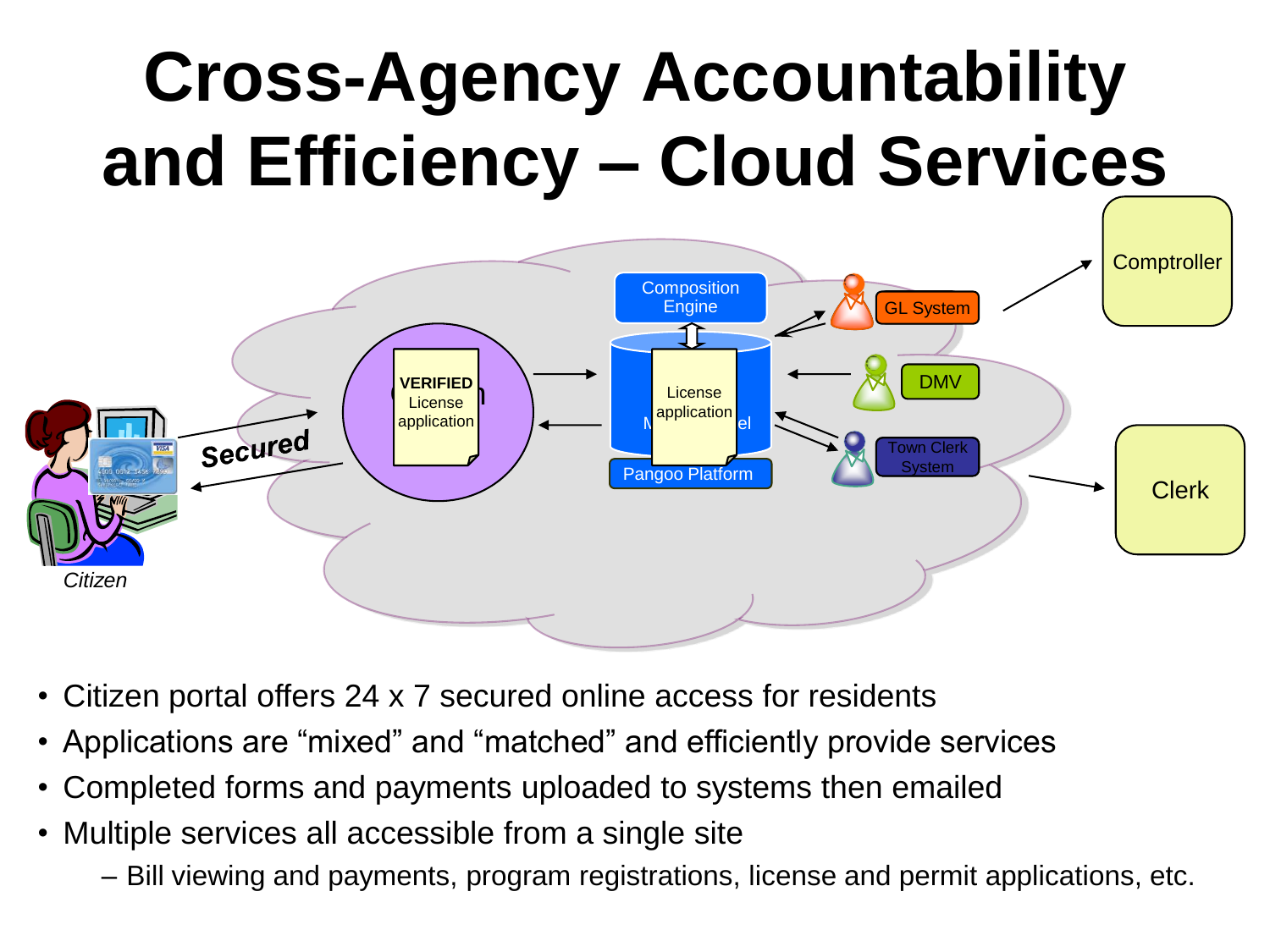# Cross-Agency Accountability and Efficiency – Cloud Services

- Citizen portal offers 24 x 7 secured online access for residents
- Applications are “mixed” and “matched” and efficiently provide services
- Completed forms and payments uploaded to systems then emailed
- Multiple services all accessible from a single site
  - Bill viewing and payments, program registrations, license and permit applications, etc.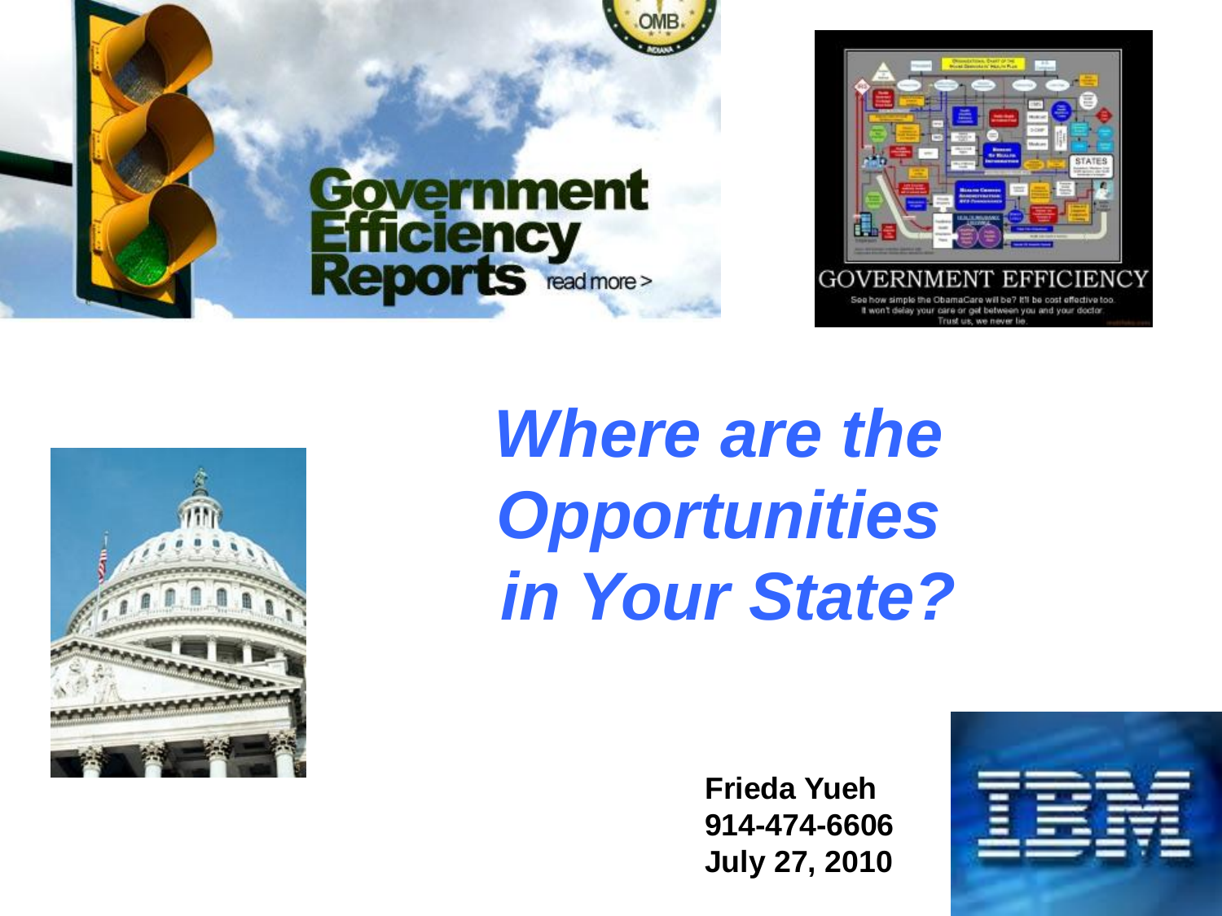# *Where are the Opportunities in Your State?*

**Frieda Yueh**
**914-474-6606**
**July 27, 2010**